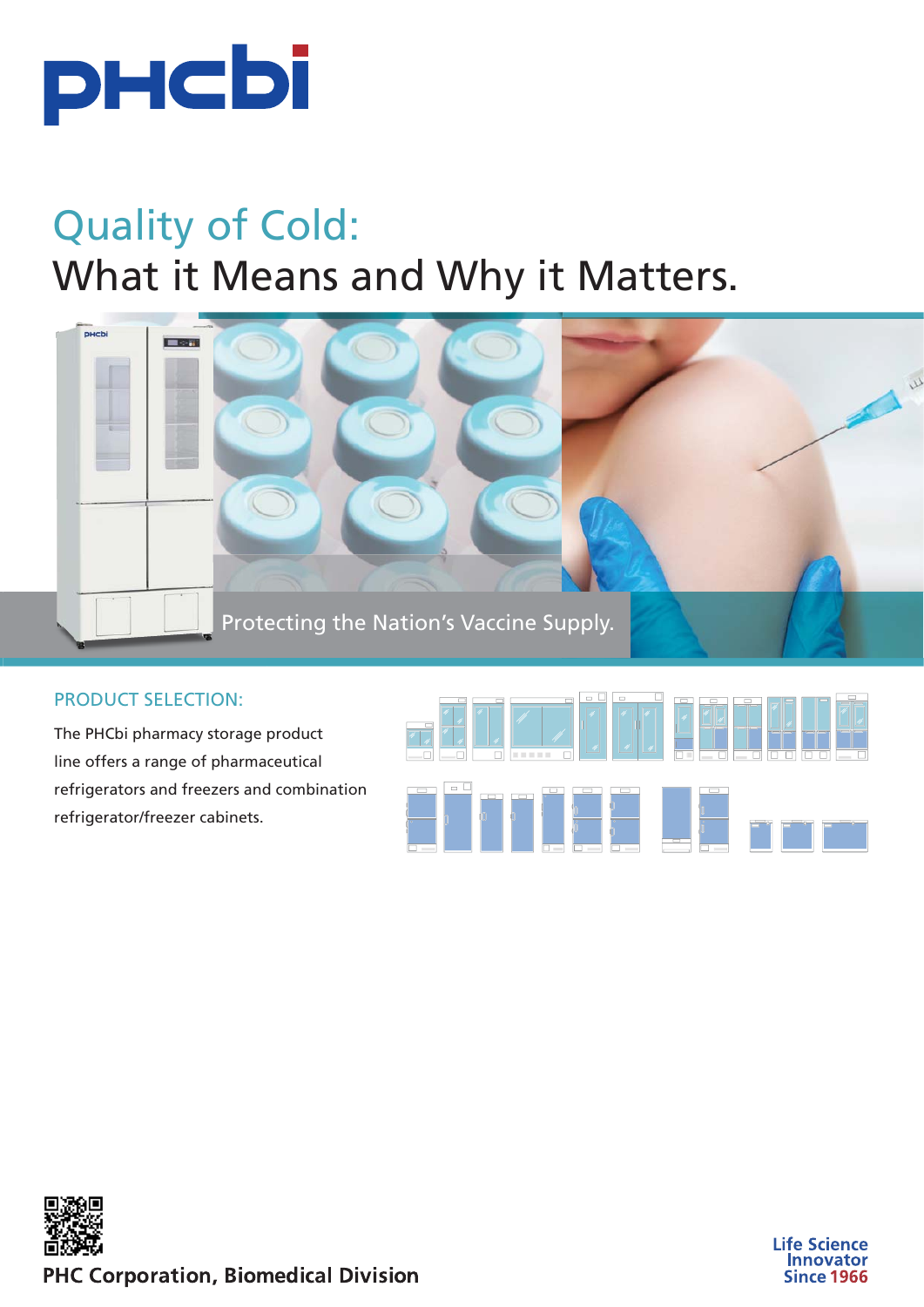# Quality of Cold:

# What it Means and Why it Matters.

Protecting the Nation's Vaccine Supply.

## PRODUCT SELECTION:

The PHCbi pharmacy storage product line offers a range of pharmaceutical refrigerators and freezers and combination refrigerator/freezer cabinets.

**PHC Corporation, Biomedical Division**

Life Science Innovator Since 1966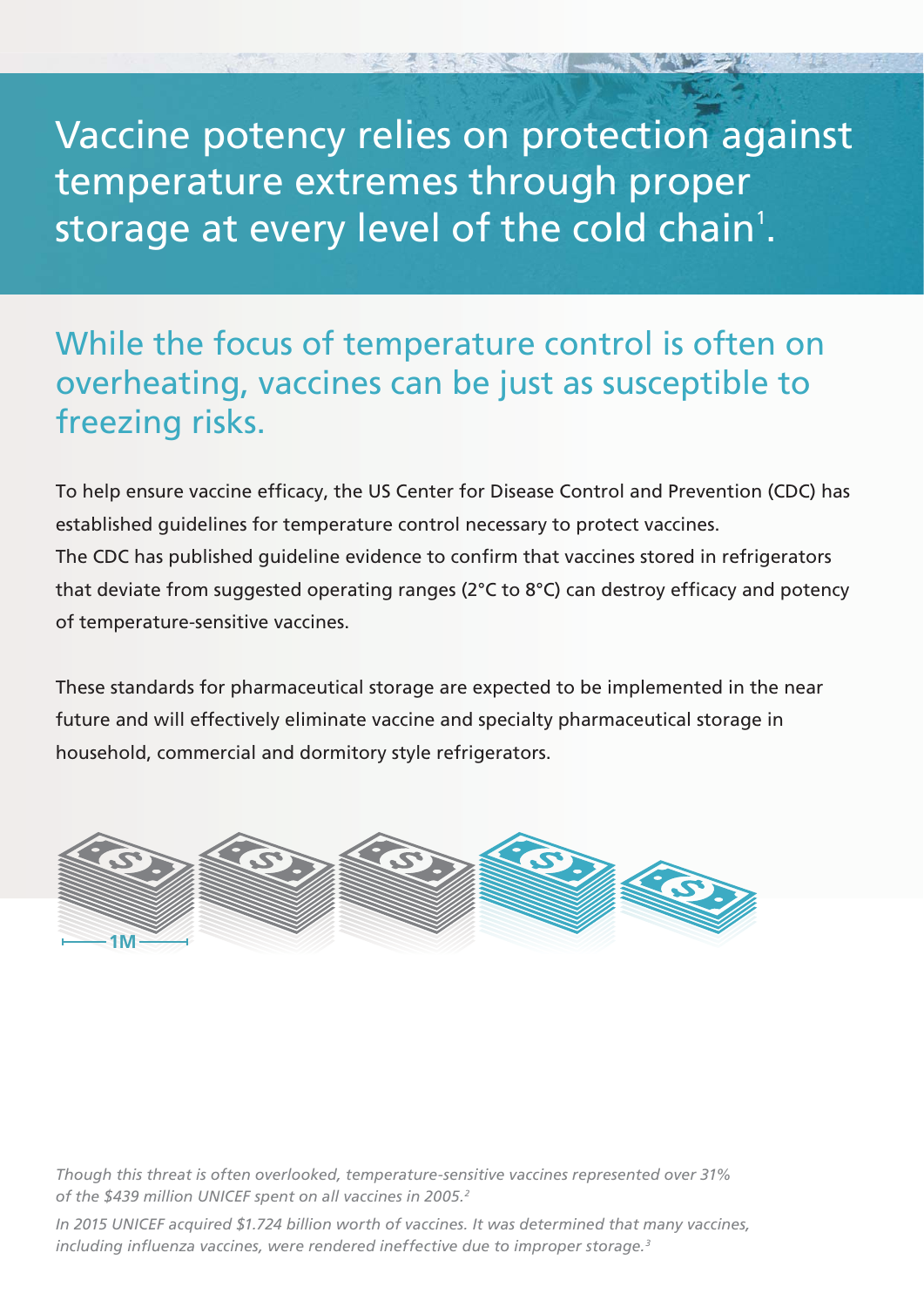# Vaccine potency relies on protection against temperature extremes through proper storage at every level of the cold chain[1].

## While the focus of temperature control is often on overheating, vaccines can be just as susceptible to freezing risks.

To help ensure vaccine efficacy, the US Center for Disease Control and Prevention (CDC) has established guidelines for temperature control necessary to protect vaccines.
The CDC has published guideline evidence to confirm that vaccines stored in refrigerators that deviate from suggested operating ranges (2°C to 8°C) can destroy efficacy and potency of temperature-sensitive vaccines.

These standards for pharmaceutical storage are expected to be implemented in the near future and will effectively eliminate vaccine and specialty pharmaceutical storage in household, commercial and dormitory style refrigerators.

1M

*Though this threat is often overlooked, temperature-sensitive vaccines represented over 31% of the $439 million UNICEF spent on all vaccines in 2005.[2]*

*In 2015 UNICEF acquired $1.724 billion worth of vaccines. It was determined that many vaccines, including influenza vaccines, were rendered ineffective due to improper storage.[3]*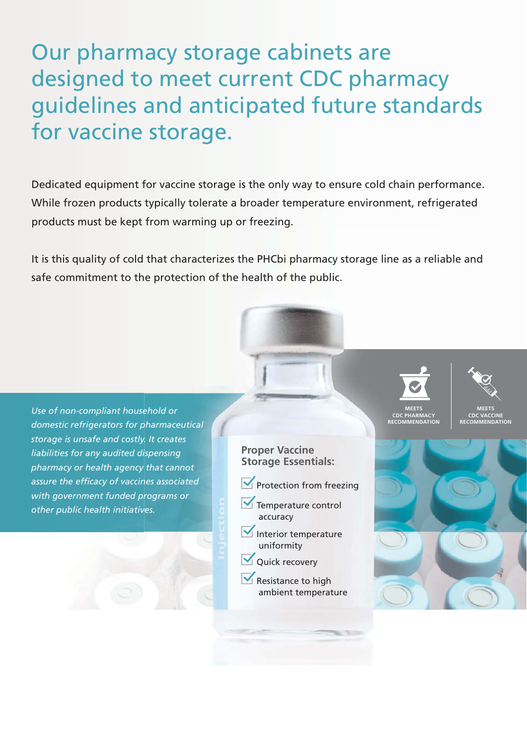# Our pharmacy storage cabinets are designed to meet current CDC pharmacy guidelines and anticipated future standards for vaccine storage.

Dedicated equipment for vaccine storage is the only way to ensure cold chain performance. While frozen products typically tolerate a broader temperature environment, refrigerated products must be kept from warming up or freezing.

It is this quality of cold that characterizes the PHCbi pharmacy storage line as a reliable and safe commitment to the protection of the health of the public.

*Use of non-compliant household or domestic refrigerators for pharmaceutical storage is unsafe and costly. It creates liabilities for any audited dispensing pharmacy or health agency that cannot assure the efficacy of vaccines associated with government funded programs or other public health initiatives.*

**MEETS CDC PHARMACY RECOMMENDATION**

**MEETS CDC VACCINE RECOMMENDATION**

## Proper Vaccine Storage Essentials:

- Protection from freezing
- Temperature control accuracy
- Interior temperature uniformity
- Quick recovery
- Resistance to high ambient temperature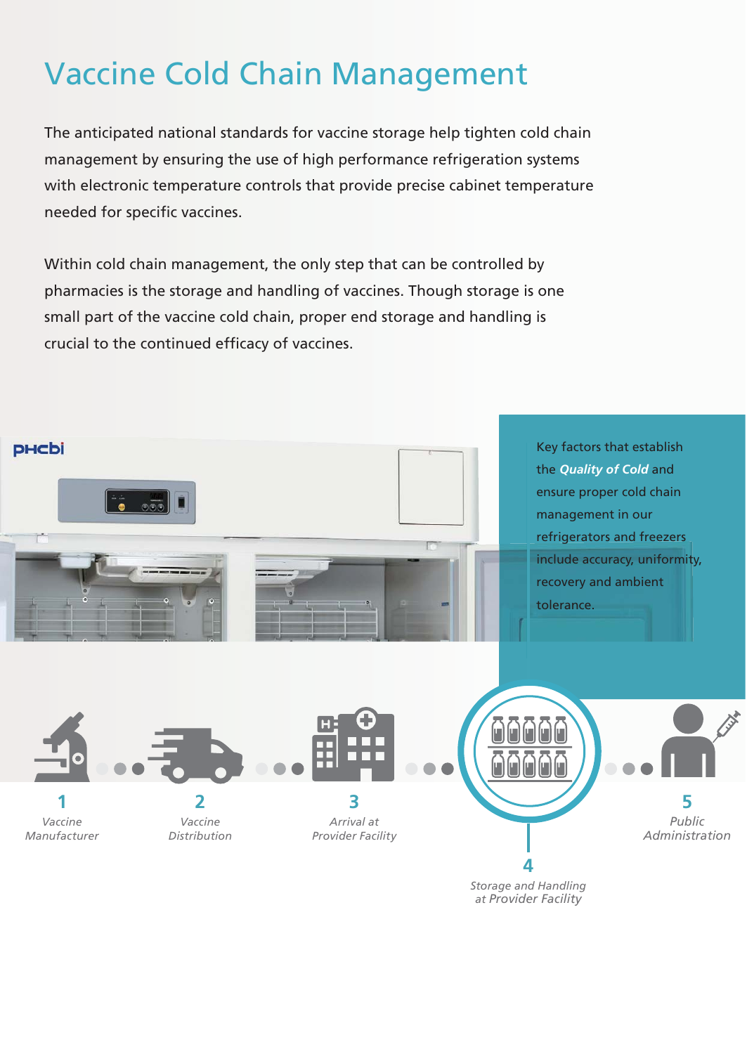# Vaccine Cold Chain Management

The anticipated national standards for vaccine storage help tighten cold chain management by ensuring the use of high performance refrigeration systems with electronic temperature controls that provide precise cabinet temperature needed for specific vaccines.

Within cold chain management, the only step that can be controlled by pharmacies is the storage and handling of vaccines. Though storage is one small part of the vaccine cold chain, proper end storage and handling is crucial to the continued efficacy of vaccines.

Key factors that establish the ***Quality of Cold*** and ensure proper cold chain management in our refrigerators and freezers include accuracy, uniformity, recovery and ambient tolerance.

1. *Vaccine Manufacturer*
2. *Vaccine Distribution*
3. *Arrival at Provider Facility*
4. *Storage and Handling at Provider Facility*
5. *Public Administration*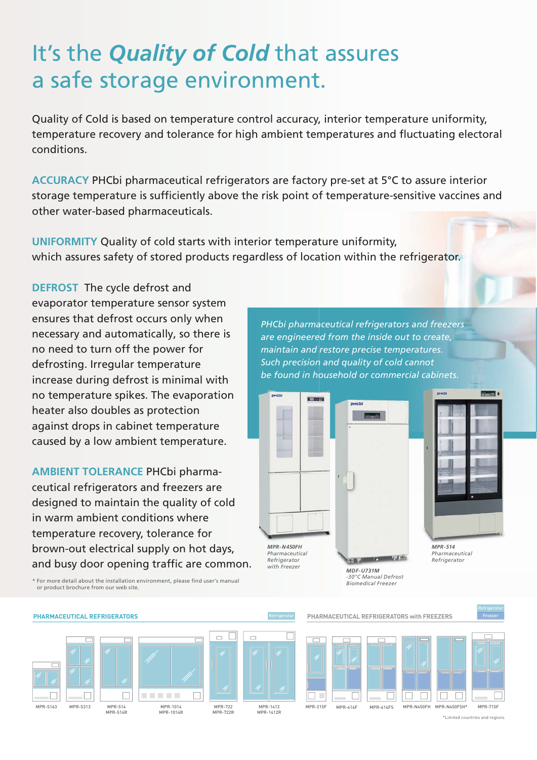# It's the *Quality of Cold* that assures a safe storage environment.

Quality of Cold is based on temperature control accuracy, interior temperature uniformity, temperature recovery and tolerance for high ambient temperatures and fluctuating electoral conditions.

**ACCURACY** PHCbi pharmaceutical refrigerators are factory pre-set at 5°C to assure interior storage temperature is sufficiently above the risk point of temperature-sensitive vaccines and other water-based pharmaceuticals.

**UNIFORMITY** Quality of cold starts with interior temperature uniformity, which assures safety of stored products regardless of location within the refrigerator.

**DEFROST** The cycle defrost and evaporator temperature sensor system ensures that defrost occurs only when necessary and automatically, so there is no need to turn off the power for defrosting. Irregular temperature increase during defrost is minimal with no temperature spikes. The evaporation heater also doubles as protection against drops in cabinet temperature caused by a low ambient temperature.

**AMBIENT TOLERANCE** PHCbi pharmaceutical refrigerators and freezers are designed to maintain the quality of cold in warm ambient conditions where temperature recovery, tolerance for brown-out electrical supply on hot days, and busy door opening traffic are common.

\* For more detail about the installation environment, please find user's manual or product brochure from our web site.

*PHCbi pharmaceutical refrigerators and freezers are engineered from the inside out to create, maintain and restore precise temperatures. Such precision and quality of cold cannot be found in household or commercial cabinets.*

***MPR-N450FH*** *Pharmaceutical Refrigerator with Freezer*

***MDF-U731M*** *-30°C Manual Defrost Biomedical Freezer*

***MPR-514*** *Pharmaceutical Refrigerator*

**PHARMACEUTICAL REFRIGERATORS** (Refrigerator)

MPR-S163, MPR-S313, MPR-514 / MPR-514R, MPR-1014 / MPR-1014R, MPR-722 / MPR-722R, MPR-1412 / MPR-1412R

**PHARMACEUTICAL REFRIGERATORS with FREEZERS** (Refrigerator / Freezer)

MPR-215F, MPR-414F, MPR-414FS, MPR-N450FH, MPR-N450FSH\*, MPR-715F

\*Limited countries and regions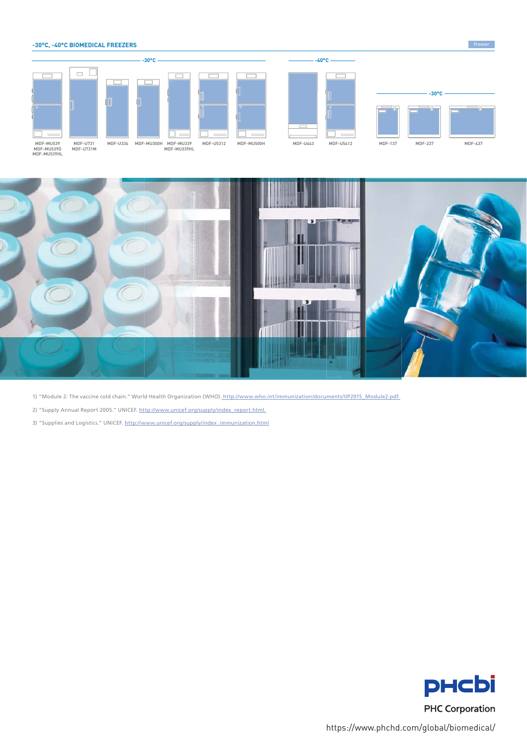## -30°C, -40°C BIOMEDICAL FREEZERS

-30°C

MDF-MU539
MDF-MU539D
MDF-MU539HL

MDF-U731
MDF-U731M

MDF-U334

MDF-MU300H

MDF-MU339
MDF-MU339HL

MDF-U5312

MDF-MU500H

-40°C

MDF-U443

MDF-U5412

-30°C

MDF-137

MDF-237

MDF-437

1) “Module 2: The vaccine cold chain.” World Health Organization (WHO). http://www.who.int/immunization/documents/IIP2015_Module2.pdf.

2) “Supply Annual Report 2005.” UNICEF. http://www.unicef.org/supply/index_report.html.

3) “Supplies and Logistics.” UNICEF. http://www.unicef.org/supply/index_immunization.html

PHC Corporation

https://www.phchd.com/global/biomedical/